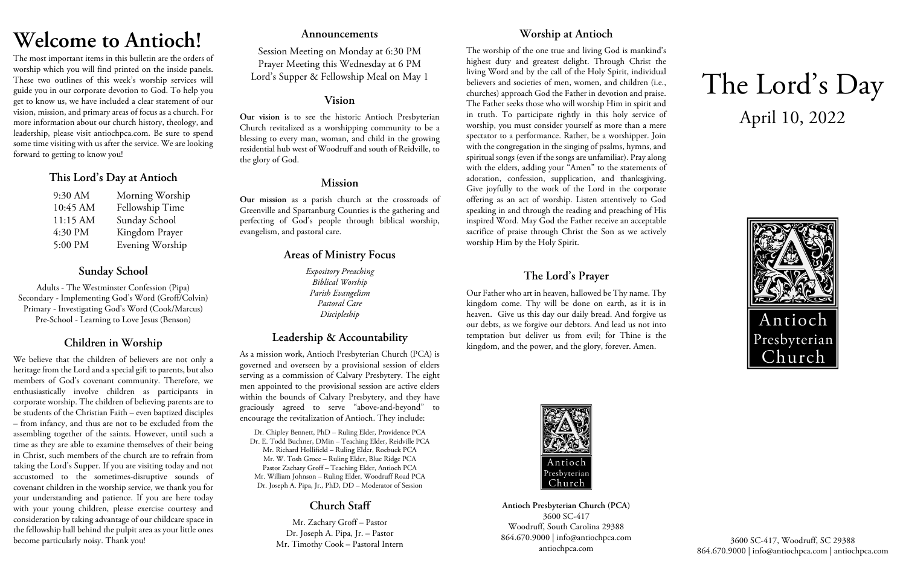# Welcome to Antioch!

The most important items in this bulletin are the orders of worship which you will find printed on the inside panels. These two outlines of this week's worship services will guide you in our corporate devotion to God. To help you get to know us, we have included a clear statement of our vision, mission, and primary areas of focus as a church. For more information about our church history, theology, and leadership, please visit antiochpca.com. Be sure to spend some time visiting with us after the service. We are looking forward to getting to know you!

## This Lord's Day at Antioch

| | |
|---|---|
| 9:30 AM | Morning Worship |
| 10:45 AM | Fellowship Time |
| 11:15 AM | Sunday School |
| 4:30 PM | Kingdom Prayer |
| 5:00 PM | Evening Worship |

## Sunday School

Adults - The Westminster Confession (Pipa)
Secondary - Implementing God's Word (Groff/Colvin)
Primary - Investigating God's Word (Cook/Marcus)
Pre-School - Learning to Love Jesus (Benson)

## Children in Worship

We believe that the children of believers are not only a heritage from the Lord and a special gift to parents, but also members of God's covenant community. Therefore, we enthusiastically involve children as participants in corporate worship. The children of believing parents are to be students of the Christian Faith – even baptized disciples – from infancy, and thus are not to be excluded from the assembling together of the saints. However, until such a time as they are able to examine themselves of their being in Christ, such members of the church are to refrain from taking the Lord's Supper. If you are visiting today and not accustomed to the sometimes-disruptive sounds of covenant children in the worship service, we thank you for your understanding and patience. If you are here today with your young children, please exercise courtesy and consideration by taking advantage of our childcare space in the fellowship hall behind the pulpit area as your little ones become particularly noisy. Thank you!

## Announcements

Session Meeting on Monday at 6:30 PM
Prayer Meeting this Wednesday at 6 PM
Lord's Supper & Fellowship Meal on May 1

## Vision

**Our vision** is to see the historic Antioch Presbyterian Church revitalized as a worshipping community to be a blessing to every man, woman, and child in the growing residential hub west of Woodruff and south of Reidville, to the glory of God.

## Mission

**Our mission** as a parish church at the crossroads of Greenville and Spartanburg Counties is the gathering and perfecting of God's people through biblical worship, evangelism, and pastoral care.

## Areas of Ministry Focus

*Expository Preaching*
*Biblical Worship*
*Parish Evangelism*
*Pastoral Care*
*Discipleship*

## Leadership & Accountability

As a mission work, Antioch Presbyterian Church (PCA) is governed and overseen by a provisional session of elders serving as a commission of Calvary Presbytery. The eight men appointed to the provisional session are active elders within the bounds of Calvary Presbytery, and they have graciously agreed to serve "above-and-beyond" to encourage the revitalization of Antioch. They include:

Dr. Chipley Bennett, PhD – Ruling Elder, Providence PCA
Dr. E. Todd Buchner, DMin – Teaching Elder, Reidville PCA
Mr. Richard Hollifield – Ruling Elder, Roebuck PCA
Mr. W. Tosh Groce – Ruling Elder, Blue Ridge PCA
Pastor Zachary Groff – Teaching Elder, Antioch PCA
Mr. William Johnson – Ruling Elder, Woodruff Road PCA
Dr. Joseph A. Pipa, Jr., PhD, DD – Moderator of Session

## Church Staff

Mr. Zachary Groff – Pastor
Dr. Joseph A. Pipa, Jr. – Pastor
Mr. Timothy Cook – Pastoral Intern

## Worship at Antioch

The worship of the one true and living God is mankind's highest duty and greatest delight. Through Christ the living Word and by the call of the Holy Spirit, individual believers and societies of men, women, and children (i.e., churches) approach God the Father in devotion and praise. The Father seeks those who will worship Him in spirit and in truth. To participate rightly in this holy service of worship, you must consider yourself as more than a mere spectator to a performance. Rather, be a worshipper. Join with the congregation in the singing of psalms, hymns, and spiritual songs (even if the songs are unfamiliar). Pray along with the elders, adding your "Amen" to the statements of adoration, confession, supplication, and thanksgiving. Give joyfully to the work of the Lord in the corporate offering as an act of worship. Listen attentively to God speaking in and through the reading and preaching of His inspired Word. May God the Father receive an acceptable sacrifice of praise through Christ the Son as we actively worship Him by the Holy Spirit.

## The Lord's Prayer

Our Father who art in heaven, hallowed be Thy name. Thy kingdom come. Thy will be done on earth, as it is in heaven. Give us this day our daily bread. And forgive us our debts, as we forgive our debtors. And lead us not into temptation but deliver us from evil; for Thine is the kingdom, and the power, and the glory, forever. Amen.

Antioch Presbyterian Church

**Antioch Presbyterian Church (PCA)**
3600 SC-417
Woodruff, South Carolina 29388
864.670.9000 | info@antiochpca.com
antiochpca.com

# The Lord's Day

## April 10, 2022

Antioch Presbyterian Church

3600 SC-417, Woodruff, SC 29388
864.670.9000 | info@antiochpca.com | antiochpca.com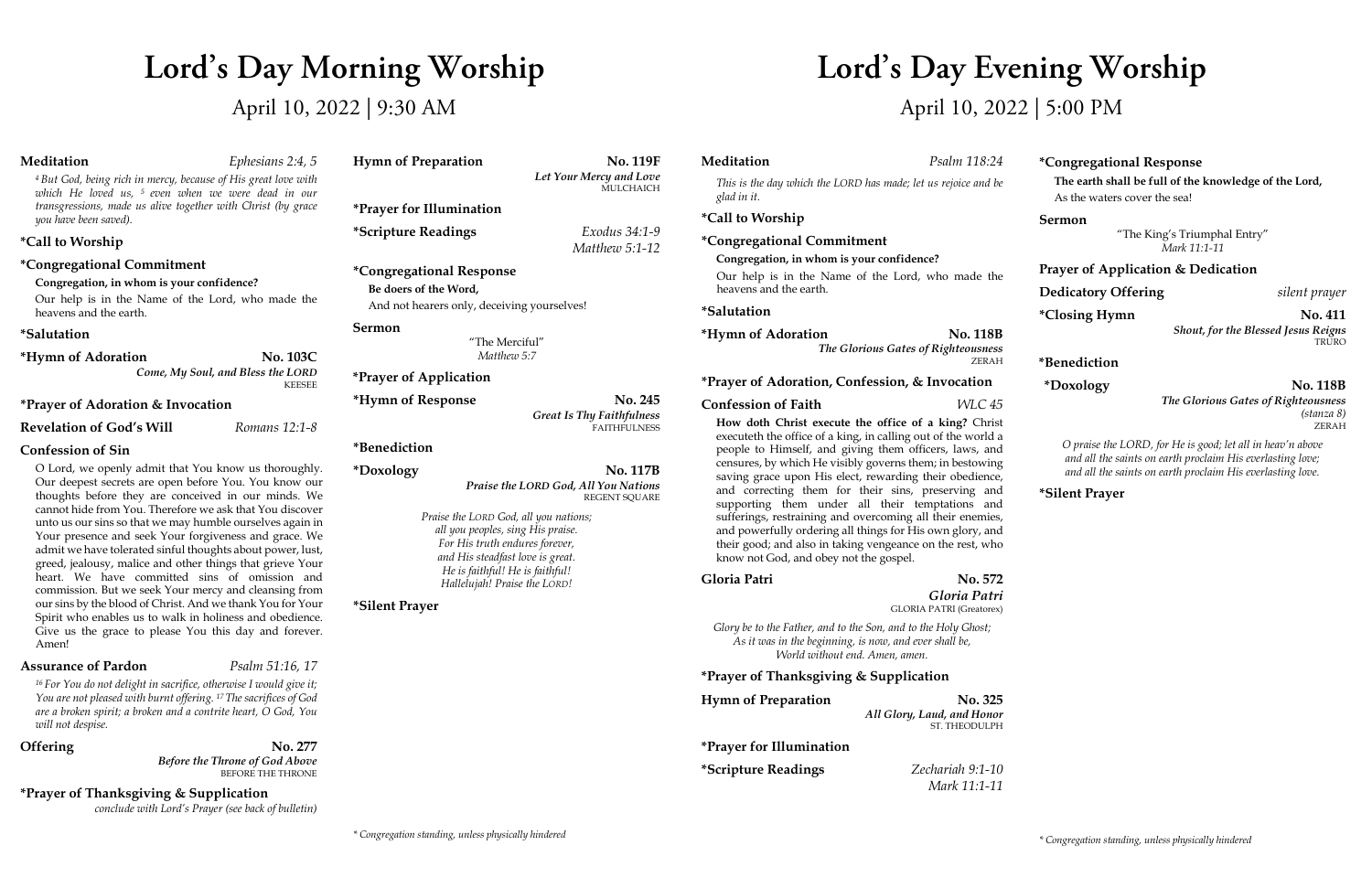# Lord's Day Morning Worship

## April 10, 2022 | 9:30 AM

**Meditation** *Ephesians 2:4, 5*

*[4] But God, being rich in mercy, because of His great love with which He loved us, [5] even when we were dead in our transgressions, made us alive together with Christ (by grace you have been saved).*

**\*Call to Worship**

**\*Congregational Commitment**

**Congregation, in whom is your confidence?**

Our help is in the Name of the Lord, who made the heavens and the earth.

**\*Salutation**

**\*Hymn of Adoration** **No. 103C**
***Come, My Soul, and Bless the LORD***
KEESEE

**\*Prayer of Adoration & Invocation**

**Revelation of God's Will** *Romans 12:1-8*

**Confession of Sin**

O Lord, we openly admit that You know us thoroughly. Our deepest secrets are open before You. You know our thoughts before they are conceived in our minds. We cannot hide from You. Therefore we ask that You discover unto us our sins so that we may humble ourselves again in Your presence and seek Your forgiveness and grace. We admit we have tolerated sinful thoughts about power, lust, greed, jealousy, malice and other things that grieve Your heart. We have committed sins of omission and commission. But we seek Your mercy and cleansing from our sins by the blood of Christ. And we thank You for Your Spirit who enables us to walk in holiness and obedience. Give us the grace to please You this day and forever. Amen!

**Assurance of Pardon** *Psalm 51:16, 17*

*[16] For You do not delight in sacrifice, otherwise I would give it; You are not pleased with burnt offering. [17] The sacrifices of God are a broken spirit; a broken and a contrite heart, O God, You will not despise.*

**Offering** **No. 277**
***Before the Throne of God Above***
BEFORE THE THRONE

**\*Prayer of Thanksgiving & Supplication**
*conclude with Lord's Prayer (see back of bulletin)*

**Hymn of Preparation** **No. 119F**
***Let Your Mercy and Love***
MULCHAICH

**\*Prayer for Illumination**

**\*Scripture Readings** *Exodus 34:1-9*
*Matthew 5:1-12*

**\*Congregational Response**

**Be doers of the Word,**

And not hearers only, deceiving yourselves!

**Sermon**

"The Merciful"
*Matthew 5:7*

**\*Prayer of Application**

**\*Hymn of Response** **No. 245**
***Great Is Thy Faithfulness***
FAITHFULNESS

**\*Benediction**

**\*Doxology** **No. 117B**
***Praise the LORD God, All You Nations***
REGENT SQUARE

*Praise the LORD God, all you nations;*
*all you peoples, sing His praise.*
*For His truth endures forever,*
*and His steadfast love is great.*
*He is faithful! He is faithful!*
*Hallelujah! Praise the LORD!*

**\*Silent Prayer**

\* Congregation standing, unless physically hindered

# Lord's Day Evening Worship

## April 10, 2022 | 5:00 PM

**Meditation** *Psalm 118:24*

*This is the day which the LORD has made; let us rejoice and be glad in it.*

**\*Call to Worship**

**\*Congregational Commitment**

**Congregation, in whom is your confidence?**

Our help is in the Name of the Lord, who made the heavens and the earth.

**\*Salutation**

**\*Hymn of Adoration** **No. 118B**
***The Glorious Gates of Righteousness***
ZERAH

**\*Prayer of Adoration, Confession, & Invocation**

**Confession of Faith** *WLC 45*

**How doth Christ execute the office of a king?** Christ executeth the office of a king, in calling out of the world a people to Himself, and giving them officers, laws, and censures, by which He visibly governs them; in bestowing saving grace upon His elect, rewarding their obedience, and correcting them for their sins, preserving and supporting them under all their temptations and sufferings, restraining and overcoming all their enemies, and powerfully ordering all things for His own glory, and their good; and also in taking vengeance on the rest, who know not God, and obey not the gospel.

**Gloria Patri** **No. 572**
***Gloria Patri***
GLORIA PATRI (Greatorex)

*Glory be to the Father, and to the Son, and to the Holy Ghost;*
*As it was in the beginning, is now, and ever shall be,*
*World without end. Amen, amen.*

**\*Prayer of Thanksgiving & Supplication**

**Hymn of Preparation** **No. 325**
***All Glory, Laud, and Honor***
ST. THEODULPH

**\*Prayer for Illumination**

**\*Scripture Readings** *Zechariah 9:1-10*
*Mark 11:1-11*

**\*Congregational Response**

**The earth shall be full of the knowledge of the Lord,**

As the waters cover the sea!

**Sermon**

"The King's Triumphal Entry"
*Mark 11:1-11*

**Prayer of Application & Dedication**

**Dedicatory Offering** *silent prayer*

**\*Closing Hymn** **No. 411**
***Shout, for the Blessed Jesus Reigns***
TRURO

**\*Benediction**

**\*Doxology** **No. 118B**
***The Glorious Gates of Righteousness***
*(stanza 8)*
ZERAH

*O praise the LORD, for He is good; let all in heav'n above*
*and all the saints on earth proclaim His everlasting love;*
*and all the saints on earth proclaim His everlasting love.*

**\*Silent Prayer**

\* Congregation standing, unless physically hindered